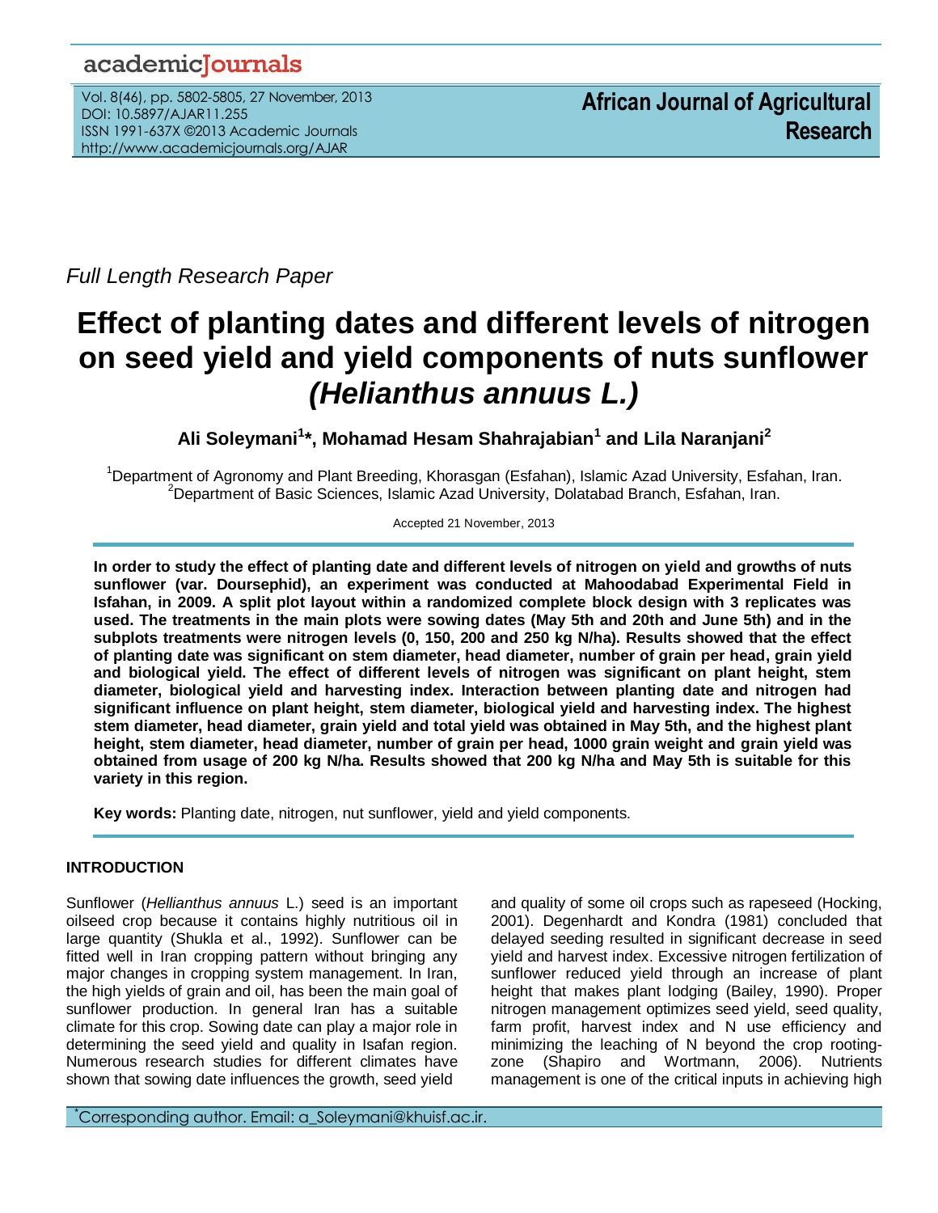Full Length Research Paper

# Effect of planting dates and different levels of nitrogen on seed yield and yield components of nuts sunflower *(Helianthus annuus L.)*

**Ali Soleymani[1]\*, Mohamad Hesam Shahrajabian[1] and Lila Naranjani[2]**

[1]Department of Agronomy and Plant Breeding, Khorasgan (Esfahan), Islamic Azad University, Esfahan, Iran.
[2]Department of Basic Sciences, Islamic Azad University, Dolatabad Branch, Esfahan, Iran.

Accepted 21 November, 2013

**In order to study the effect of planting date and different levels of nitrogen on yield and growths of nuts sunflower (var. Doursephid), an experiment was conducted at Mahoodabad Experimental Field in Isfahan, in 2009. A split plot layout within a randomized complete block design with 3 replicates was used. The treatments in the main plots were sowing dates (May 5th and 20th and June 5th) and in the subplots treatments were nitrogen levels (0, 150, 200 and 250 kg N/ha). Results showed that the effect of planting date was significant on stem diameter, head diameter, number of grain per head, grain yield and biological yield. The effect of different levels of nitrogen was significant on plant height, stem diameter, biological yield and harvesting index. Interaction between planting date and nitrogen had significant influence on plant height, stem diameter, biological yield and harvesting index. The highest stem diameter, head diameter, grain yield and total yield was obtained in May 5th, and the highest plant height, stem diameter, head diameter, number of grain per head, 1000 grain weight and grain yield was obtained from usage of 200 kg N/ha. Results showed that 200 kg N/ha and May 5th is suitable for this variety in this region.**

**Key words:** Planting date, nitrogen, nut sunflower, yield and yield components.

## INTRODUCTION

Sunflower (*Hellianthus annuus* L.) seed is an important oilseed crop because it contains highly nutritious oil in large quantity (Shukla et al., 1992). Sunflower can be fitted well in Iran cropping pattern without bringing any major changes in cropping system management. In Iran, the high yields of grain and oil, has been the main goal of sunflower production. In general Iran has a suitable climate for this crop. Sowing date can play a major role in determining the seed yield and quality in Isafan region. Numerous research studies for different climates have shown that sowing date influences the growth, seed yield and quality of some oil crops such as rapeseed (Hocking, 2001). Degenhardt and Kondra (1981) concluded that delayed seeding resulted in significant decrease in seed yield and harvest index. Excessive nitrogen fertilization of sunflower reduced yield through an increase of plant height that makes plant lodging (Bailey, 1990). Proper nitrogen management optimizes seed yield, seed quality, farm profit, harvest index and N use efficiency and minimizing the leaching of N beyond the crop rooting-zone (Shapiro and Wortmann, 2006). Nutrients management is one of the critical inputs in achieving high

\*Corresponding author. Email: a_Soleymani@khuisf.ac.ir.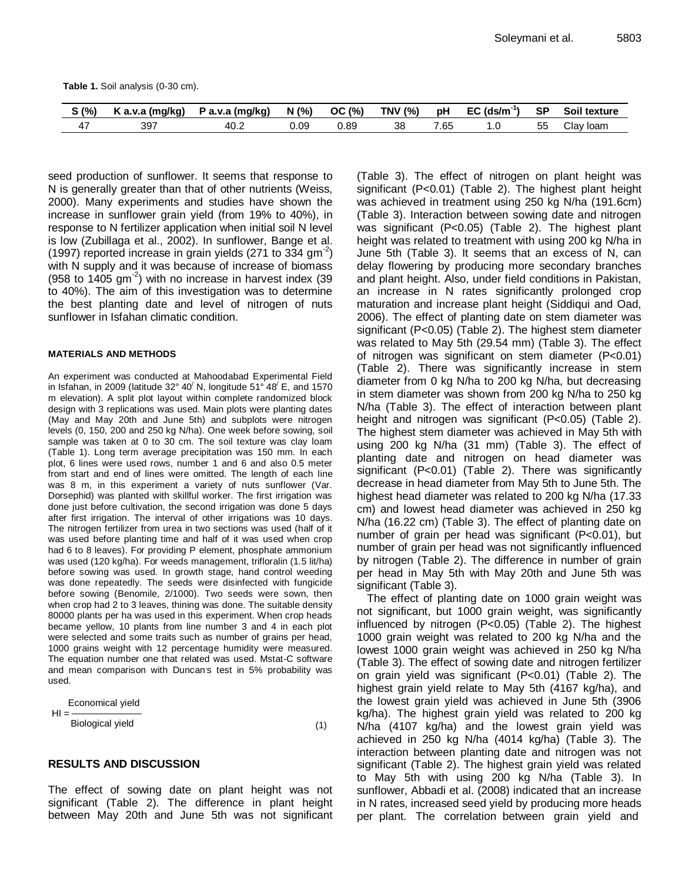**Table 1.** Soil analysis (0-30 cm).

| S (%) | K a.v.a (mg/kg) | P a.v.a (mg/kg) | N (%) | OC (%) | TNV (%) | pH | EC (ds/m$^{-1}$) | SP | Soil texture |
|---|---|---|---|---|---|---|---|---|---|
| 47 | 397 | 40.2 | 0.09 | 0.89 | 38 | 7.65 | 1.0 | 55 | Clay loam |

seed production of sunflower. It seems that response to N is generally greater than that of other nutrients (Weiss, 2000). Many experiments and studies have shown the increase in sunflower grain yield (from 19% to 40%), in response to N fertilizer application when initial soil N level is low (Zubillaga et al., 2002). In sunflower, Bange et al. (1997) reported increase in grain yields (271 to 334 gm$^{-2}$) with N supply and it was because of increase of biomass (958 to 1405 gm$^{-2}$) with no increase in harvest index (39 to 40%). The aim of this investigation was to determine the best planting date and level of nitrogen of nuts sunflower in Isfahan climatic condition.

## MATERIALS AND METHODS

An experiment was conducted at Mahoodabad Experimental Field in Isfahan, in 2009 (latitude 32° 40$^{/}$ N, longitude 51° 48$^{/}$ E, and 1570 m elevation). A split plot layout within complete randomized block design with 3 replications was used. Main plots were planting dates (May and May 20th and June 5th) and subplots were nitrogen levels (0, 150, 200 and 250 kg N/ha). One week before sowing, soil sample was taken at 0 to 30 cm. The soil texture was clay loam (Table 1). Long term average precipitation was 150 mm. In each plot, 6 lines were used rows, number 1 and 6 and also 0.5 meter from start and end of lines were omitted. The length of each line was 8 m, in this experiment a variety of nuts sunflower (Var. Dorsephid) was planted with skillful worker. The first irrigation was done just before cultivation, the second irrigation was done 5 days after first irrigation. The interval of other irrigations was 10 days. The nitrogen fertilizer from urea in two sections was used (half of it was used before planting time and half of it was used when crop had 6 to 8 leaves). For providing P element, phosphate ammonium was used (120 kg/ha). For weeds management, trifloralin (1.5 lit/ha) before sowing was used. In growth stage, hand control weeding was done repeatedly. The seeds were disinfected with fungicide before sowing (Benomile, 2/1000). Two seeds were sown, then when crop had 2 to 3 leaves, thining was done. The suitable density 80000 plants per ha was used in this experiment. When crop heads became yellow, 10 plants from line number 3 and 4 in each plot were selected and some traits such as number of grains per head, 1000 grains weight with 12 percentage humidity were measured. The equation number one that related was used. Mstat-C software and mean comparison with Duncan's test in 5% probability was used.

$$HI = \frac{\text{Economical yield}}{\text{Biological yield}} \quad (1)$$

## RESULTS AND DISCUSSION

The effect of sowing date on plant height was not significant (Table 2). The difference in plant height between May 20th and June 5th was not significant (Table 3). The effect of nitrogen on plant height was significant ($P<0.01$) (Table 2). The highest plant height was achieved in treatment using 250 kg N/ha (191.6cm) (Table 3). Interaction between sowing date and nitrogen was significant ($P<0.05$) (Table 2). The highest plant height was related to treatment with using 200 kg N/ha in June 5th (Table 3). It seems that an excess of N, can delay flowering by producing more secondary branches and plant height. Also, under field conditions in Pakistan, an increase in N rates significantly prolonged crop maturation and increase plant height (Siddiqui and Oad, 2006). The effect of planting date on stem diameter was significant ($P<0.05$) (Table 2). The highest stem diameter was related to May 5th (29.54 mm) (Table 3). The effect of nitrogen was significant on stem diameter ($P<0.01$) (Table 2). There was significantly increase in stem diameter from 0 kg N/ha to 200 kg N/ha, but decreasing in stem diameter was shown from 200 kg N/ha to 250 kg N/ha (Table 3). The effect of interaction between plant height and nitrogen was significant ($P<0.05$) (Table 2). The highest stem diameter was achieved in May 5th with using 200 kg N/ha (31 mm) (Table 3). The effect of planting date and nitrogen on head diameter was significant ($P<0.01$) (Table 2). There was significantly decrease in head diameter from May 5th to June 5th. The highest head diameter was related to 200 kg N/ha (17.33 cm) and lowest head diameter was achieved in 250 kg N/ha (16.22 cm) (Table 3). The effect of planting date on number of grain per head was significant ($P<0.01$), but number of grain per head was not significantly influenced by nitrogen (Table 2). The difference in number of grain per head in May 5th with May 20th and June 5th was significant (Table 3).

The effect of planting date on 1000 grain weight was not significant, but 1000 grain weight, was significantly influenced by nitrogen ($P<0.05$) (Table 2). The highest 1000 grain weight was related to 200 kg N/ha and the lowest 1000 grain weight was achieved in 250 kg N/ha (Table 3). The effect of sowing date and nitrogen fertilizer on grain yield was significant ($P<0.01$) (Table 2). The highest grain yield relate to May 5th (4167 kg/ha), and the lowest grain yield was achieved in June 5th (3906 kg/ha). The highest grain yield was related to 200 kg N/ha (4107 kg/ha) and the lowest grain yield was achieved in 250 kg N/ha (4014 kg/ha) (Table 3). The interaction between planting date and nitrogen was not significant (Table 2). The highest grain yield was related to May 5th with using 200 kg N/ha (Table 3). In sunflower, Abbadi et al. (2008) indicated that an increase in N rates, increased seed yield by producing more heads per plant. The correlation between grain yield and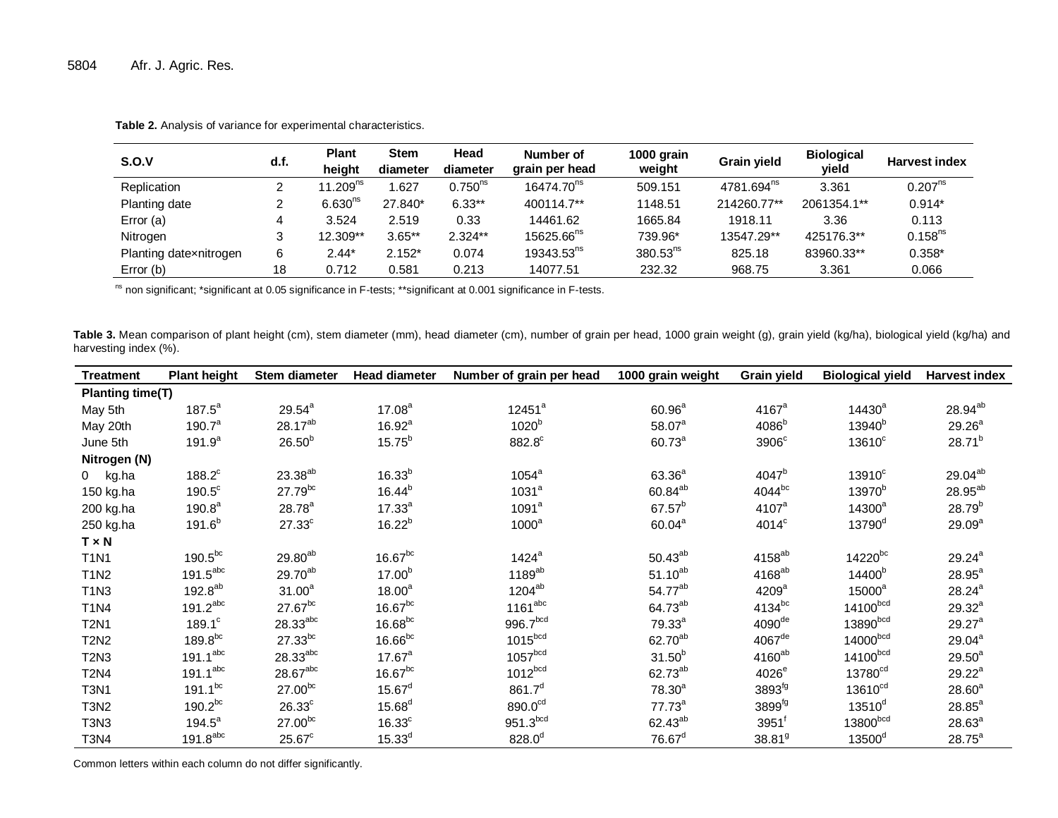**Table 2.** Analysis of variance for experimental characteristics.

| S.O.V | d.f. | Plant height | Stem diameter | Head diameter | Number of grain per head | 1000 grain weight | Grain yield | Biological yield | Harvest index |
|---|---|---|---|---|---|---|---|---|---|
| Replication | 2 | 11.209[ns] | 1.627 | 0.750[ns] | 16474.70[ns] | 509.151 | 4781.694[ns] | 3.361 | 0.207[ns] |
| Planting date | 2 | 6.630[ns] | 27.840* | 6.33** | 400114.7** | 1148.51 | 214260.77** | 2061354.1** | 0.914* |
| Error (a) | 4 | 3.524 | 2.519 | 0.33 | 14461.62 | 1665.84 | 1918.11 | 3.36 | 0.113 |
| Nitrogen | 3 | 12.309** | 3.65** | 2.324** | 15625.66[ns] | 739.96* | 13547.29** | 425176.3** | 0.158[ns] |
| Planting date×nitrogen | 6 | 2.44* | 2.152* | 0.074 | 19343.53[ns] | 380.53[ns] | 825.18 | 83960.33** | 0.358* |
| Error (b) | 18 | 0.712 | 0.581 | 0.213 | 14077.51 | 232.32 | 968.75 | 3.361 | 0.066 |

[ns] non significant; *significant at 0.05 significance in F-tests; **significant at 0.001 significance in F-tests.

**Table 3.** Mean comparison of plant height (cm), stem diameter (mm), head diameter (cm), number of grain per head, 1000 grain weight (g), grain yield (kg/ha), biological yield (kg/ha) and harvesting index (%).

| Treatment | Plant height | Stem diameter | Head diameter | Number of grain per head | 1000 grain weight | Grain yield | Biological yield | Harvest index |
|---|---|---|---|---|---|---|---|---|
| **Planting time(T)** | | | | | | | | |
| May 5th | 187.5[a] | 29.54[a] | 17.08[a] | 12451[a] | 60.96[a] | 4167[a] | 14430[a] | 28.94[ab] |
| May 20th | 190.7[a] | 28.17[ab] | 16.92[a] | 1020[b] | 58.07[a] | 4086[b] | 13940[b] | 29.26[a] |
| June 5th | 191.9[a] | 26.50[b] | 15.75[b] | 882.8[c] | 60.73[a] | 3906[c] | 13610[c] | 28.71[b] |
| **Nitrogen (N)** | | | | | | | | |
| 0 kg.ha | 188.2[c] | 23.38[ab] | 16.33[b] | 1054[a] | 63.36[a] | 4047[b] | 13910[c] | 29.04[ab] |
| 150 kg.ha | 190.5[c] | 27.79[bc] | 16.44[b] | 1031[a] | 60.84[ab] | 4044[bc] | 13970[b] | 28.95[ab] |
| 200 kg.ha | 190.8[a] | 28.78[a] | 17.33[a] | 1091[a] | 67.57[b] | 4107[a] | 14300[a] | 28.79[b] |
| 250 kg.ha | 191.6[b] | 27.33[c] | 16.22[b] | 1000[a] | 60.04[a] | 4014[c] | 13790[d] | 29.09[a] |
| **T × N** | | | | | | | | |
| T1N1 | 190.5[bc] | 29.80[ab] | 16.67[bc] | 1424[a] | 50.43[ab] | 4158[ab] | 14220[bc] | 29.24[a] |
| T1N2 | 191.5[abc] | 29.70[ab] | 17.00[b] | 1189[ab] | 51.10[ab] | 4168[ab] | 14400[b] | 28.95[a] |
| T1N3 | 192.8[ab] | 31.00[a] | 18.00[a] | 1204[ab] | 54.77[ab] | 4209[a] | 15000[a] | 28.24[a] |
| T1N4 | 191.2[abc] | 27.67[bc] | 16.67[bc] | 1161[abc] | 64.73[ab] | 4134[bc] | 14100[bcd] | 29.32[a] |
| T2N1 | 189.1[c] | 28.33[abc] | 16.68[bc] | 996.7[bcd] | 79.33[a] | 4090[de] | 13890[bcd] | 29.27[a] |
| T2N2 | 189.8[bc] | 27.33[bc] | 16.66[bc] | 1015[bcd] | 62.70[ab] | 4067[de] | 14000[bcd] | 29.04[a] |
| T2N3 | 191.1[abc] | 28.33[abc] | 17.67[a] | 1057[bcd] | 31.50[b] | 4160[ab] | 14100[bcd] | 29.50[a] |
| T2N4 | 191.1[abc] | 28.67[abc] | 16.67[bc] | 1012[bcd] | 62.73[ab] | 4026[e] | 13780[cd] | 29.22[a] |
| T3N1 | 191.1[bc] | 27.00[bc] | 15.67[d] | 861.7[d] | 78.30[a] | 3893[fg] | 13610[cd] | 28.60[a] |
| T3N2 | 190.2[bc] | 26.33[c] | 15.68[d] | 890.0[cd] | 77.73[a] | 3899[fg] | 13510[d] | 28.85[a] |
| T3N3 | 194.5[a] | 27.00[bc] | 16.33[c] | 951.3[bcd] | 62.43[ab] | 3951[f] | 13800[bcd] | 28.63[a] |
| T3N4 | 191.8[abc] | 25.67[c] | 15.33[d] | 828.0[d] | 76.67[d] | 38.81[g] | 13500[d] | 28.75[a] |

Common letters within each column do not differ significantly.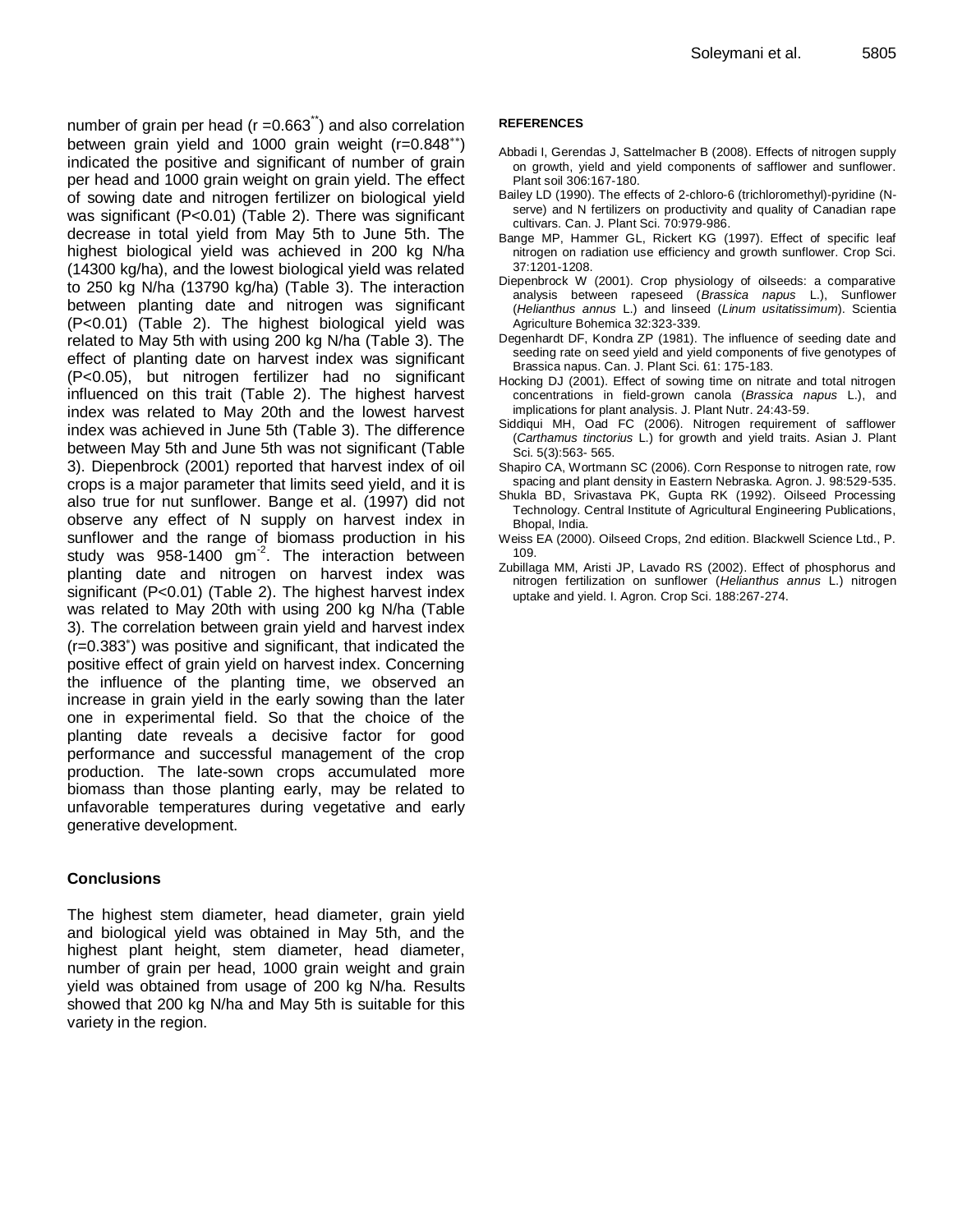number of grain per head ($r = 0.663^{**}$) and also correlation between grain yield and 1000 grain weight ($r=0.848^{**}$) indicated the positive and significant of number of grain per head and 1000 grain weight on grain yield. The effect of sowing date and nitrogen fertilizer on biological yield was significant ($P<0.01$) (Table 2). There was significant decrease in total yield from May 5th to June 5th. The highest biological yield was achieved in 200 kg N/ha (14300 kg/ha), and the lowest biological yield was related to 250 kg N/ha (13790 kg/ha) (Table 3). The interaction between planting date and nitrogen was significant ($P<0.01$) (Table 2). The highest biological yield was related to May 5th with using 200 kg N/ha (Table 3). The effect of planting date on harvest index was significant ($P<0.05$), but nitrogen fertilizer had no significant influenced on this trait (Table 2). The highest harvest index was related to May 20th and the lowest harvest index was achieved in June 5th (Table 3). The difference between May 5th and June 5th was not significant (Table 3). Diepenbrock (2001) reported that harvest index of oil crops is a major parameter that limits seed yield, and it is also true for nut sunflower. Bange et al. (1997) did not observe any effect of N supply on harvest index in sunflower and the range of biomass production in his study was 958-1400 $gm^{-2}$. The interaction between planting date and nitrogen on harvest index was significant ($P<0.01$) (Table 2). The highest harvest index was related to May 20th with using 200 kg N/ha (Table 3). The correlation between grain yield and harvest index ($r=0.383^{*}$) was positive and significant, that indicated the positive effect of grain yield on harvest index. Concerning the influence of the planting time, we observed an increase in grain yield in the early sowing than the later one in experimental field. So that the choice of the planting date reveals a decisive factor for good performance and successful management of the crop production. The late-sown crops accumulated more biomass than those planting early, may be related to unfavorable temperatures during vegetative and early generative development.

## Conclusions

The highest stem diameter, head diameter, grain yield and biological yield was obtained in May 5th, and the highest plant height, stem diameter, head diameter, number of grain per head, 1000 grain weight and grain yield was obtained from usage of 200 kg N/ha. Results showed that 200 kg N/ha and May 5th is suitable for this variety in the region.

## REFERENCES

Abbadi I, Gerendas J, Sattelmacher B (2008). Effects of nitrogen supply on growth, yield and yield components of safflower and sunflower. Plant soil 306:167-180.

Bailey LD (1990). The effects of 2-chloro-6 (trichloromethyl)-pyridine (N-serve) and N fertilizers on productivity and quality of Canadian rape cultivars. Can. J. Plant Sci. 70:979-986.

Bange MP, Hammer GL, Rickert KG (1997). Effect of specific leaf nitrogen on radiation use efficiency and growth sunflower. Crop Sci. 37:1201-1208.

Diepenbrock W (2001). Crop physiology of oilseeds: a comparative analysis between rapeseed (*Brassica napus* L.), Sunflower (*Helianthus annus* L.) and linseed (*Linum usitatissimum*). Scientia Agriculture Bohemica 32:323-339.

Degenhardt DF, Kondra ZP (1981). The influence of seeding date and seeding rate on seed yield and yield components of five genotypes of Brassica napus. Can. J. Plant Sci. 61: 175-183.

Hocking DJ (2001). Effect of sowing time on nitrate and total nitrogen concentrations in field-grown canola (*Brassica napus* L.), and implications for plant analysis. J. Plant Nutr. 24:43-59.

Siddiqui MH, Oad FC (2006). Nitrogen requirement of safflower (*Carthamus tinctorius* L.) for growth and yield traits. Asian J. Plant Sci. 5(3):563- 565.

Shapiro CA, Wortmann SC (2006). Corn Response to nitrogen rate, row spacing and plant density in Eastern Nebraska. Agron. J. 98:529-535.

Shukla BD, Srivastava PK, Gupta RK (1992). Oilseed Processing Technology. Central Institute of Agricultural Engineering Publications, Bhopal, India.

Weiss EA (2000). Oilseed Crops, 2nd edition. Blackwell Science Ltd., P. 109.

Zubillaga MM, Aristi JP, Lavado RS (2002). Effect of phosphorus and nitrogen fertilization on sunflower (*Helianthus annus* L.) nitrogen uptake and yield. I. Agron. Crop Sci. 188:267-274.